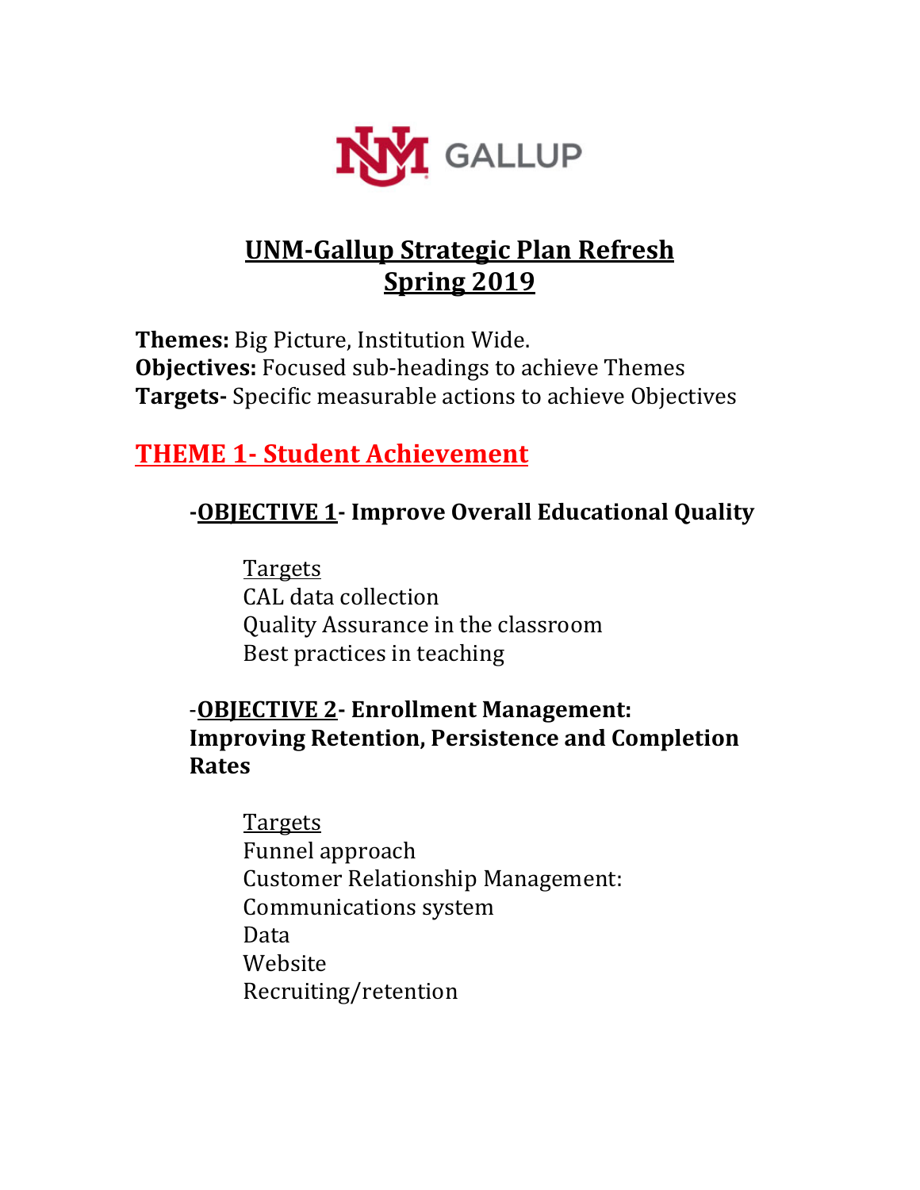# UNM-Gallup Strategic Plan Refresh
# Spring 2019

**Themes:** Big Picture, Institution Wide.
**Objectives:** Focused sub-headings to achieve Themes
**Targets-** Specific measurable actions to achieve Objectives

## THEME 1- Student Achievement

### -OBJECTIVE 1- Improve Overall Educational Quality

Targets
CAL data collection
Quality Assurance in the classroom
Best practices in teaching

### -OBJECTIVE 2- Enrollment Management: Improving Retention, Persistence and Completion Rates

Targets
Funnel approach
Customer Relationship Management:
Communications system
Data
Website
Recruiting/retention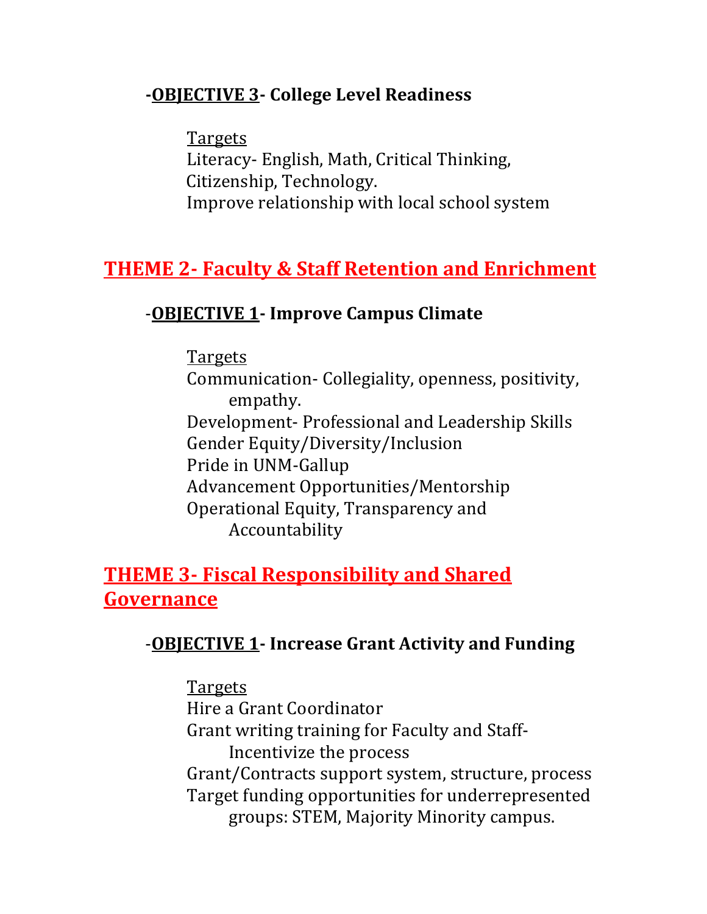### -**OBJECTIVE 3**- College Level Readiness

Targets

Literacy- English, Math, Critical Thinking, Citizenship, Technology.

Improve relationship with local school system

## THEME 2- Faculty & Staff Retention and Enrichment

### -**OBJECTIVE 1**- Improve Campus Climate

Targets

Communication- Collegiality, openness, positivity, empathy.

Development- Professional and Leadership Skills

Gender Equity/Diversity/Inclusion

Pride in UNM-Gallup

Advancement Opportunities/Mentorship

Operational Equity, Transparency and Accountability

## THEME 3- Fiscal Responsibility and Shared Governance

### -**OBJECTIVE 1**- Increase Grant Activity and Funding

Targets

Hire a Grant Coordinator

Grant writing training for Faculty and Staff- Incentivize the process

Grant/Contracts support system, structure, process

Target funding opportunities for underrepresented groups: STEM, Majority Minority campus.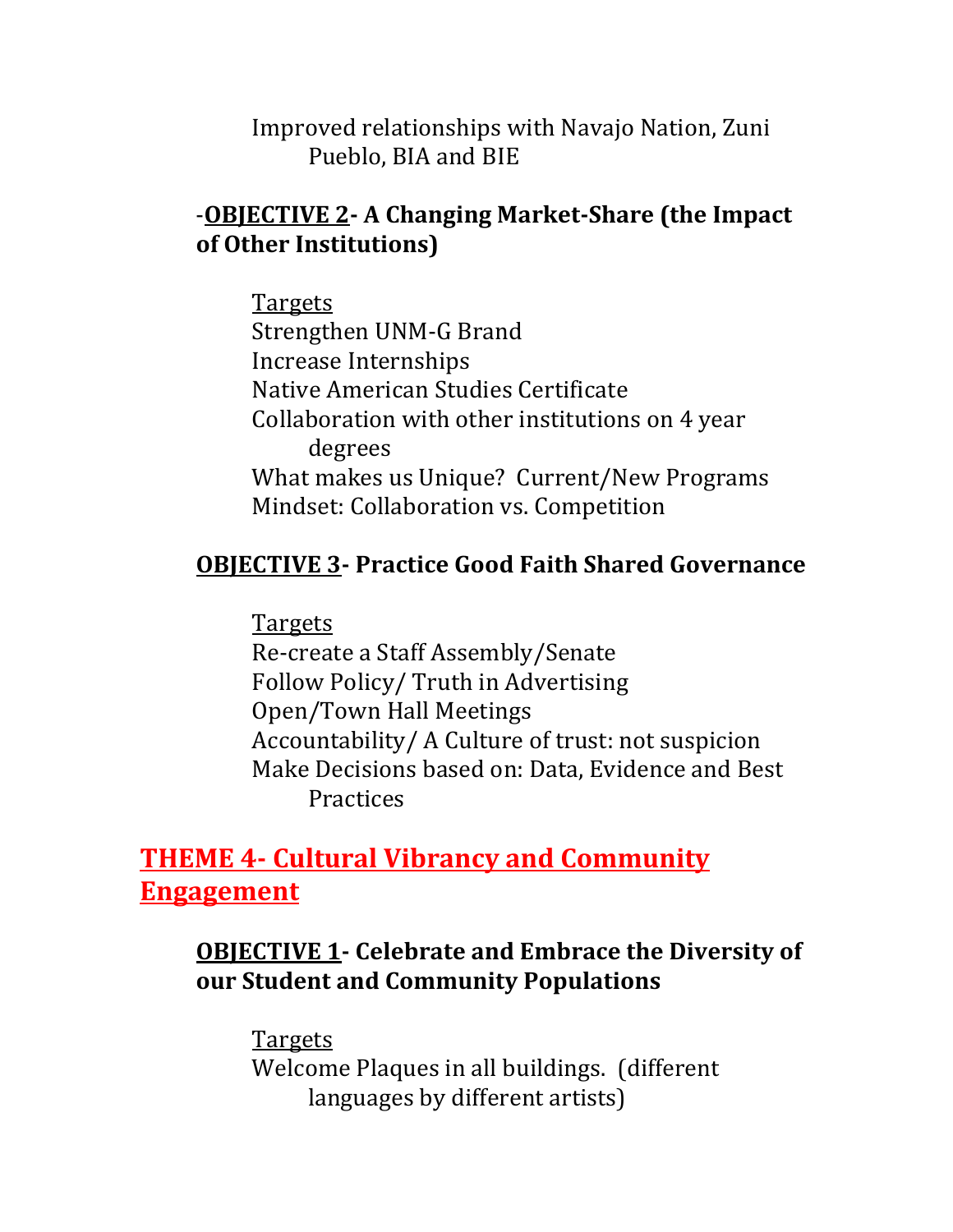Improved relationships with Navajo Nation, Zuni Pueblo, BIA and BIE

### -<u>**OBJECTIVE 2**</u>**- A Changing Market-Share (the Impact of Other Institutions)**

<u>Targets</u>

Strengthen UNM-G Brand

Increase Internships

Native American Studies Certificate

Collaboration with other institutions on 4 year degrees

What makes us Unique? Current/New Programs

Mindset: Collaboration vs. Competition

### <u>**OBJECTIVE 3**</u>**- Practice Good Faith Shared Governance**

<u>Targets</u>

Re-create a Staff Assembly/Senate

Follow Policy/ Truth in Advertising

Open/Town Hall Meetings

Accountability/ A Culture of trust: not suspicion

Make Decisions based on: Data, Evidence and Best Practices

## <u>**THEME 4- Cultural Vibrancy and Community Engagement**</u>

### <u>**OBJECTIVE 1**</u>**- Celebrate and Embrace the Diversity of our Student and Community Populations**

<u>Targets</u>

Welcome Plaques in all buildings. (different languages by different artists)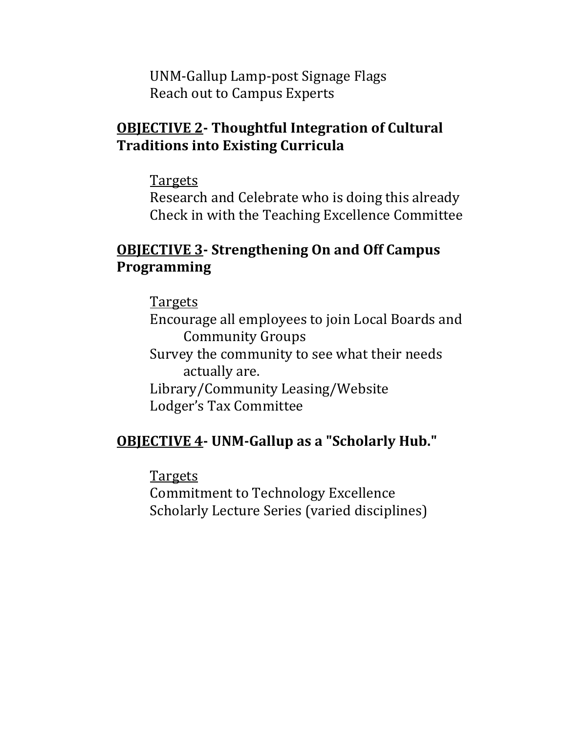UNM-Gallup Lamp-post Signage Flags
Reach out to Campus Experts

**<u>OBJECTIVE 2</u>- Thoughtful Integration of Cultural Traditions into Existing Curricula**

<u>Targets</u>
Research and Celebrate who is doing this already
Check in with the Teaching Excellence Committee

**<u>OBJECTIVE 3</u>- Strengthening On and Off Campus Programming**

<u>Targets</u>
Encourage all employees to join Local Boards and Community Groups
Survey the community to see what their needs actually are.
Library/Community Leasing/Website
Lodger's Tax Committee

**<u>OBJECTIVE 4</u>- UNM-Gallup as a "Scholarly Hub."**

<u>Targets</u>
Commitment to Technology Excellence
Scholarly Lecture Series (varied disciplines)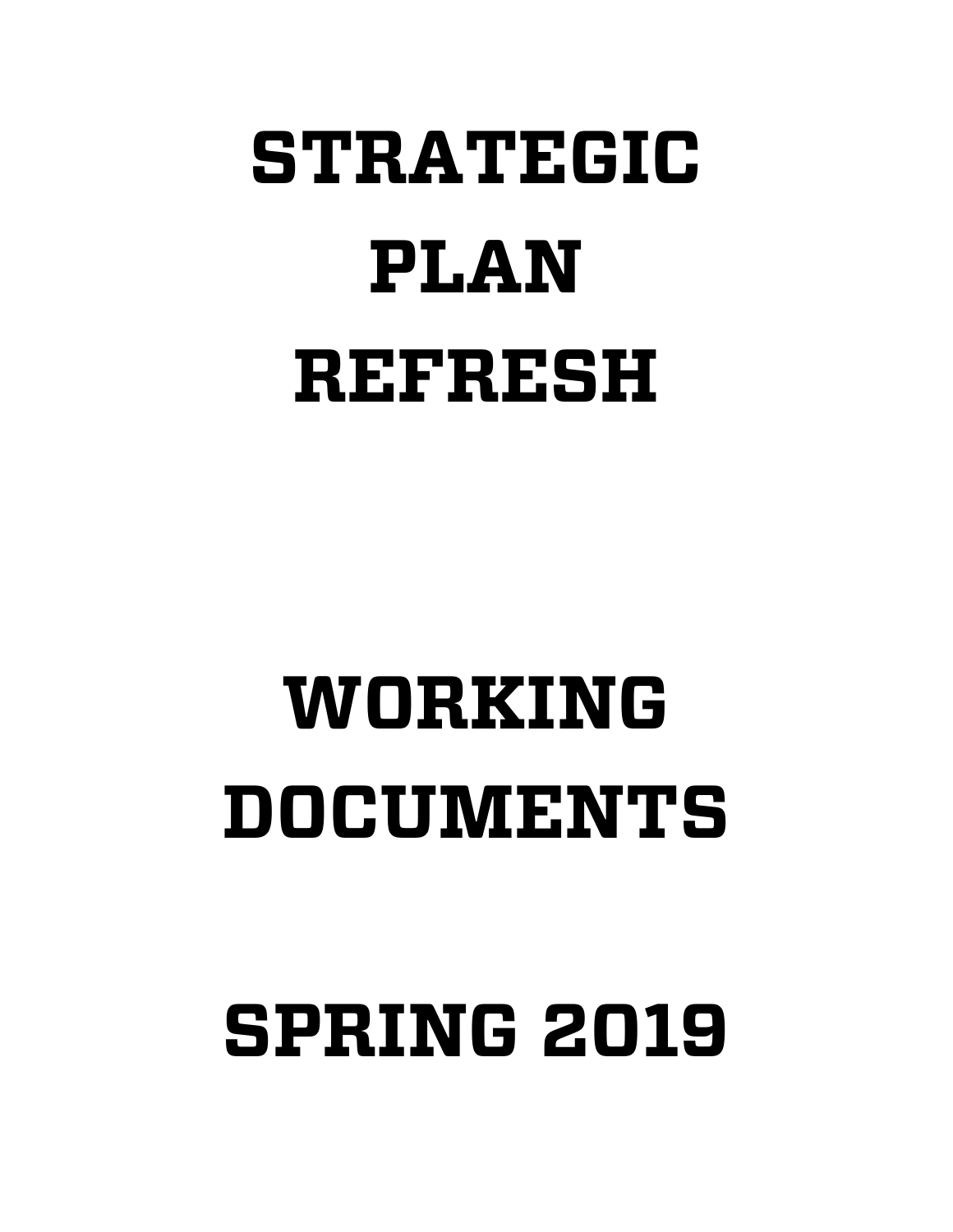# STRATEGIC PLAN REFRESH

# WORKING DOCUMENTS

# SPRING 2019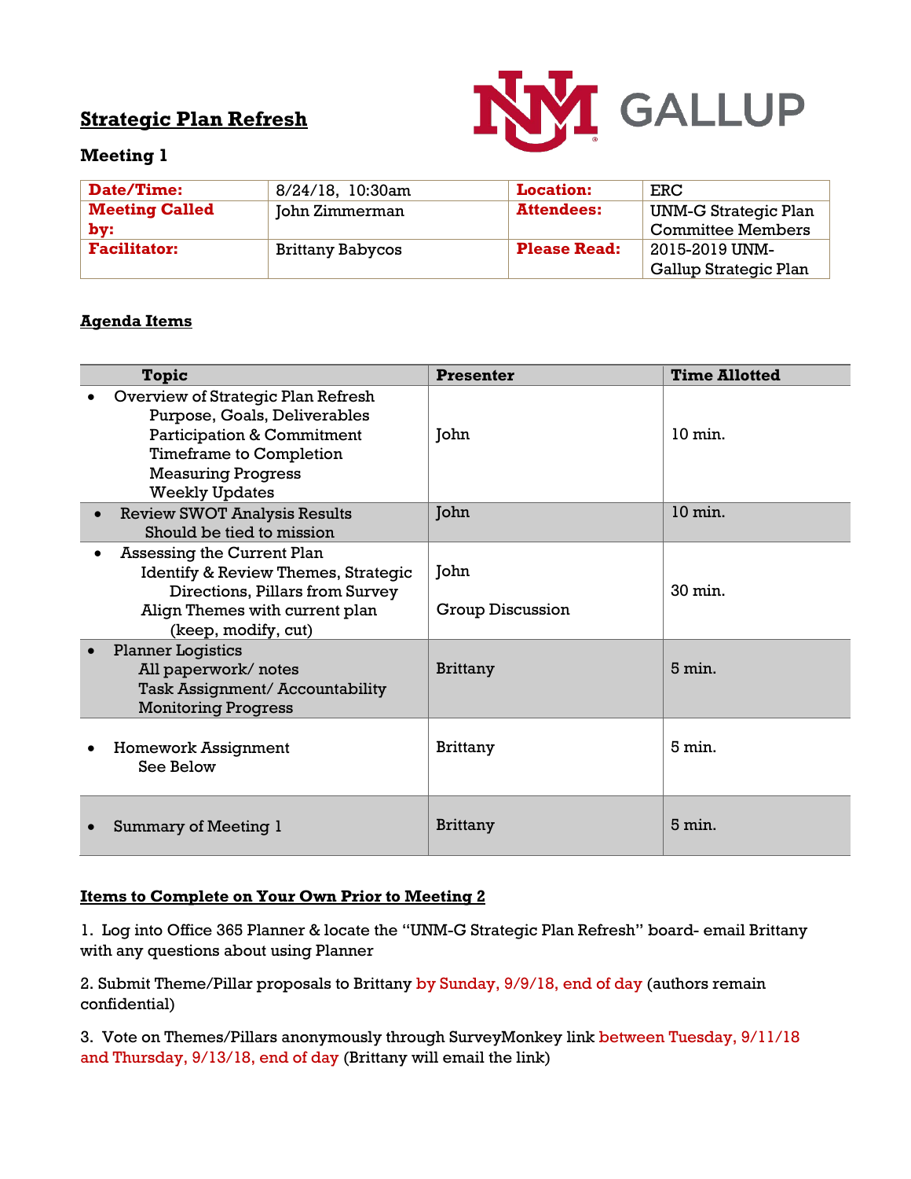## Strategic Plan Refresh

### Meeting 1

| Date/Time: | 8/24/18, 10:30am | Location: | ERC |
|---|---|---|---|
| Meeting Called by: | John Zimmerman | Attendees: | UNM-G Strategic Plan Committee Members |
| Facilitator: | Brittany Babycos | Please Read: | 2015-2019 UNM-Gallup Strategic Plan |

**Agenda Items**

| Topic | Presenter | Time Allotted |
|---|---|---|
| • Overview of Strategic Plan Refresh<br>Purpose, Goals, Deliverables<br>Participation & Commitment<br>Timeframe to Completion<br>Measuring Progress<br>Weekly Updates | John | 10 min. |
| • Review SWOT Analysis Results<br>Should be tied to mission | John | 10 min. |
| • Assessing the Current Plan<br>Identify & Review Themes, Strategic Directions, Pillars from Survey<br>Align Themes with current plan (keep, modify, cut) | John<br><br>Group Discussion | 30 min. |
| • Planner Logistics<br>All paperwork/ notes<br>Task Assignment/ Accountability<br>Monitoring Progress | Brittany | 5 min. |
| • Homework Assignment<br>See Below | Brittany | 5 min. |
| • Summary of Meeting 1 | Brittany | 5 min. |

**Items to Complete on Your Own Prior to Meeting 2**

1. Log into Office 365 Planner & locate the "UNM-G Strategic Plan Refresh" board- email Brittany with any questions about using Planner

2. Submit Theme/Pillar proposals to Brittany by Sunday, 9/9/18, end of day (authors remain confidential)

3. Vote on Themes/Pillars anonymously through SurveyMonkey link between Tuesday, 9/11/18 and Thursday, 9/13/18, end of day (Brittany will email the link)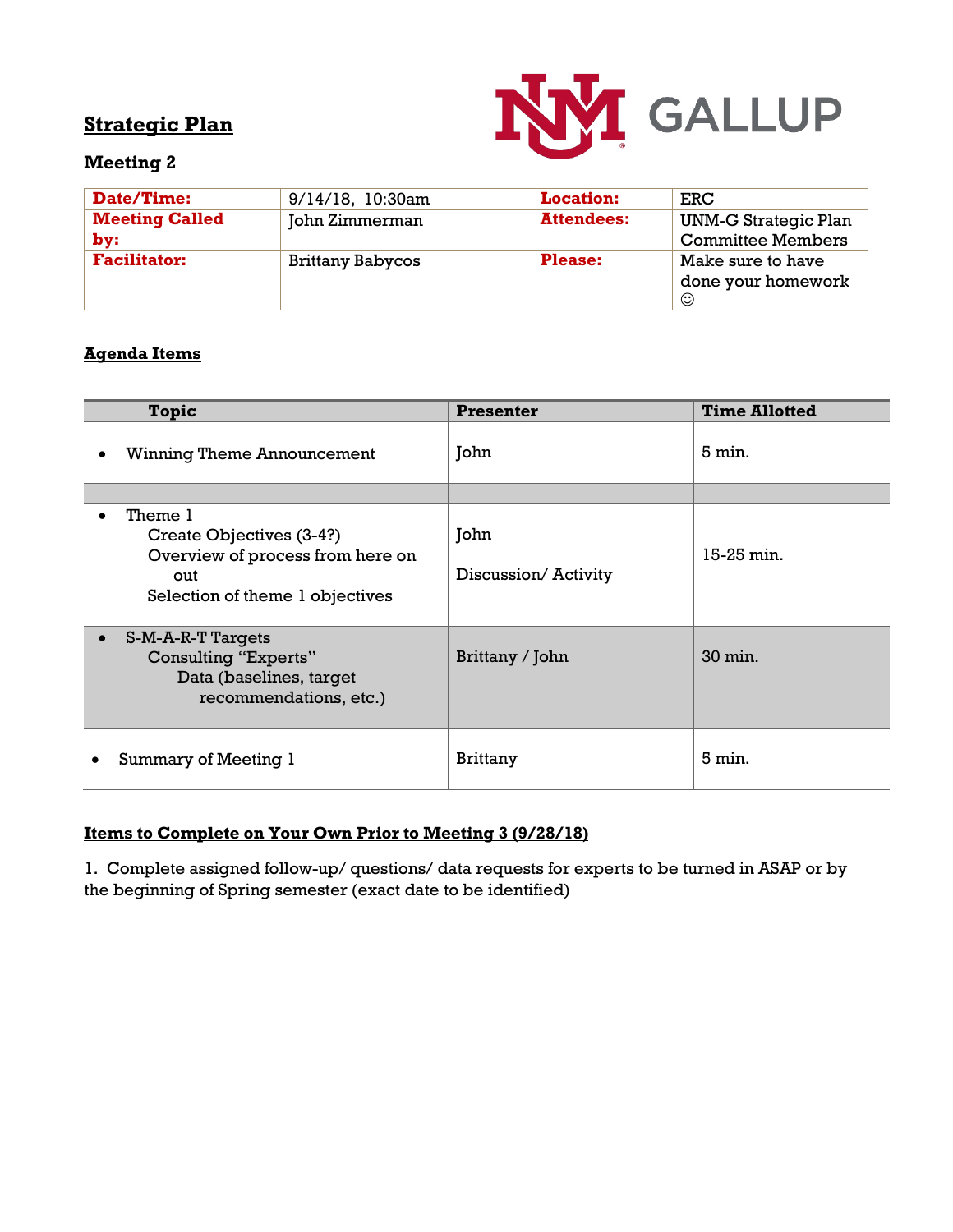## Strategic Plan

### Meeting 2

| Date/Time: | 9/14/18, 10:30am | Location: | ERC |
|---|---|---|---|
| Meeting Called by: | John Zimmerman | Attendees: | UNM-G Strategic Plan Committee Members |
| Facilitator: | Brittany Babycos | Please: | Make sure to have done your homework ☺ |

### Agenda Items

| Topic | Presenter | Time Allotted |
|---|---|---|
| • Winning Theme Announcement | John | 5 min. |
| | | |
| • Theme 1<br>Create Objectives (3-4?)<br>Overview of process from here on out<br>Selection of theme 1 objectives | John<br><br>Discussion/ Activity | 15-25 min. |
| • S-M-A-R-T Targets<br>Consulting "Experts"<br>Data (baselines, target recommendations, etc.) | Brittany / John | 30 min. |
| • Summary of Meeting 1 | Brittany | 5 min. |

**Items to Complete on Your Own Prior to Meeting 3 (9/28/18)**

1. Complete assigned follow-up/ questions/ data requests for experts to be turned in ASAP or by the beginning of Spring semester (exact date to be identified)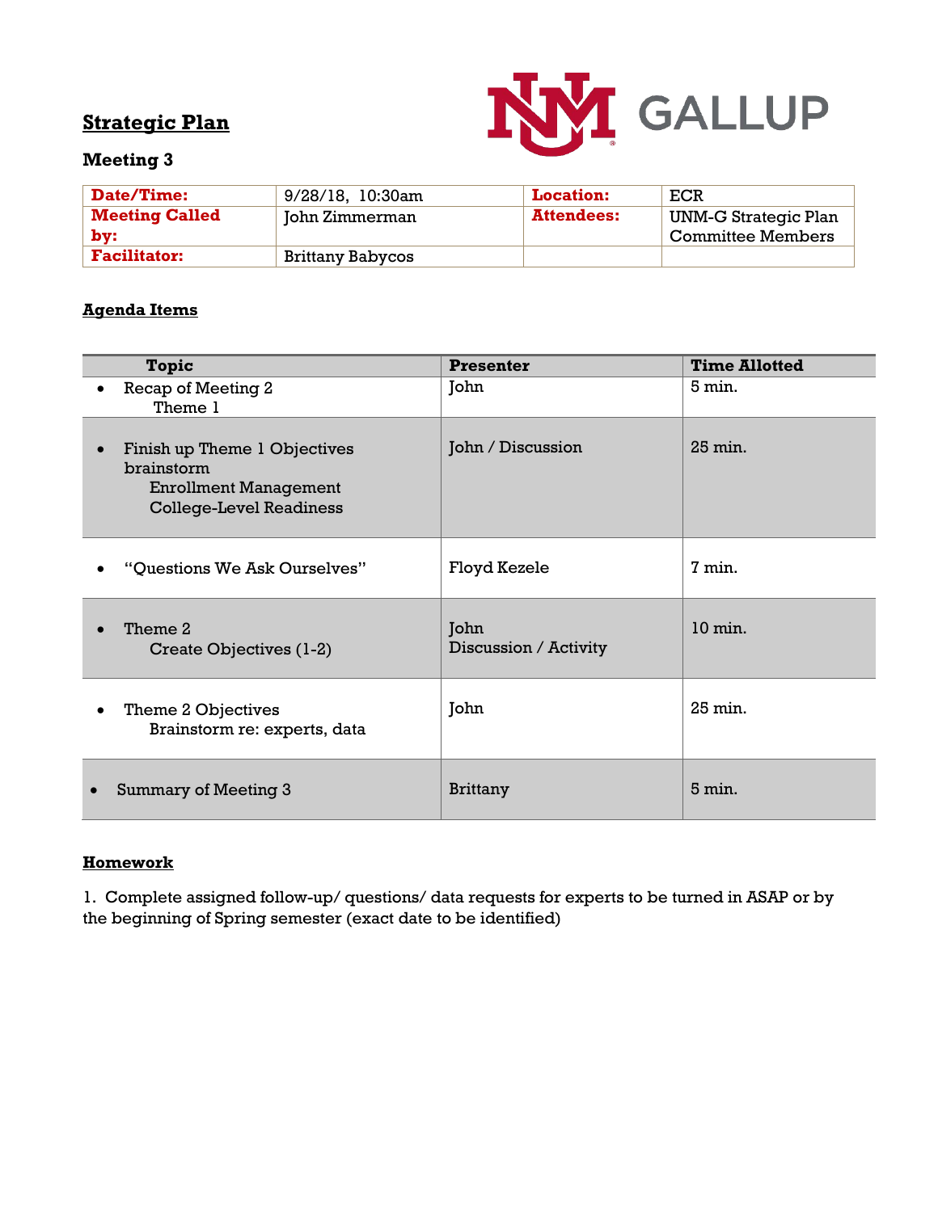## Strategic Plan

### Meeting 3

| Date/Time: | 9/28/18, 10:30am | Location: | ECR |
|---|---|---|---|
| Meeting Called by: | John Zimmerman | Attendees: | UNM-G Strategic Plan Committee Members |
| Facilitator: | Brittany Babycos | | |

**Agenda Items**

| Topic | Presenter | Time Allotted |
|---|---|---|
| • Recap of Meeting 2<br>Theme 1 | John | 5 min. |
| • Finish up Theme 1 Objectives brainstorm<br>Enrollment Management<br>College-Level Readiness | John / Discussion | 25 min. |
| • "Questions We Ask Ourselves" | Floyd Kezele | 7 min. |
| • Theme 2<br>Create Objectives (1-2) | John<br>Discussion / Activity | 10 min. |
| • Theme 2 Objectives<br>Brainstorm re: experts, data | John | 25 min. |
| • Summary of Meeting 3 | Brittany | 5 min. |

**Homework**

1. Complete assigned follow-up/ questions/ data requests for experts to be turned in ASAP or by the beginning of Spring semester (exact date to be identified)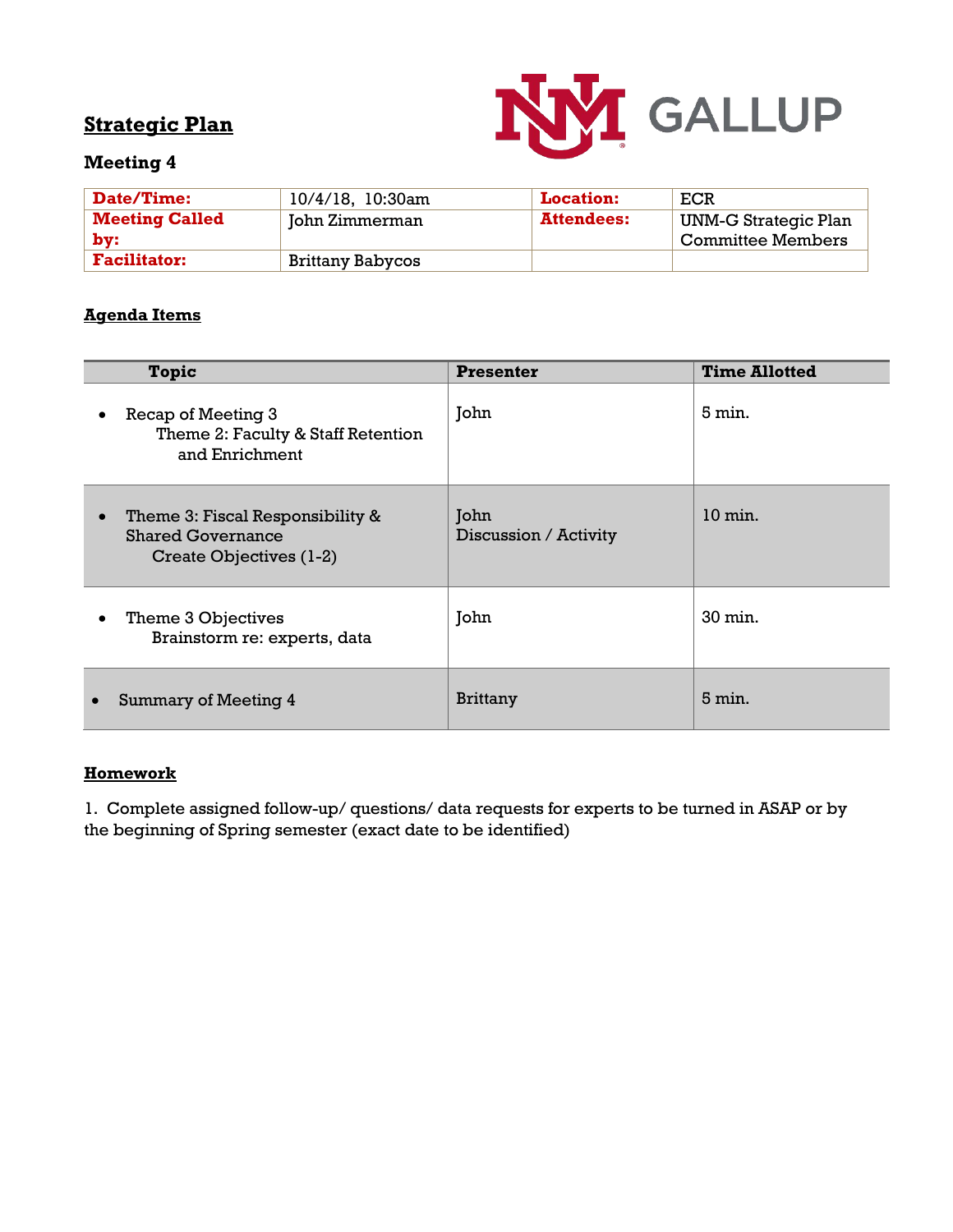# Strategic Plan

## Meeting 4

| Date/Time: | 10/4/18, 10:30am | Location: | ECR |
|---|---|---|---|
| Meeting Called by: | John Zimmerman | Attendees: | UNM-G Strategic Plan Committee Members |
| Facilitator: | Brittany Babycos | | |

### Agenda Items

| Topic | Presenter | Time Allotted |
|---|---|---|
| • Recap of Meeting 3<br>Theme 2: Faculty & Staff Retention and Enrichment | John | 5 min. |
| • Theme 3: Fiscal Responsibility & Shared Governance<br>Create Objectives (1-2) | John<br>Discussion / Activity | 10 min. |
| • Theme 3 Objectives<br>Brainstorm re: experts, data | John | 30 min. |
| • Summary of Meeting 4 | Brittany | 5 min. |

### Homework

1. Complete assigned follow-up/ questions/ data requests for experts to be turned in ASAP or by the beginning of Spring semester (exact date to be identified)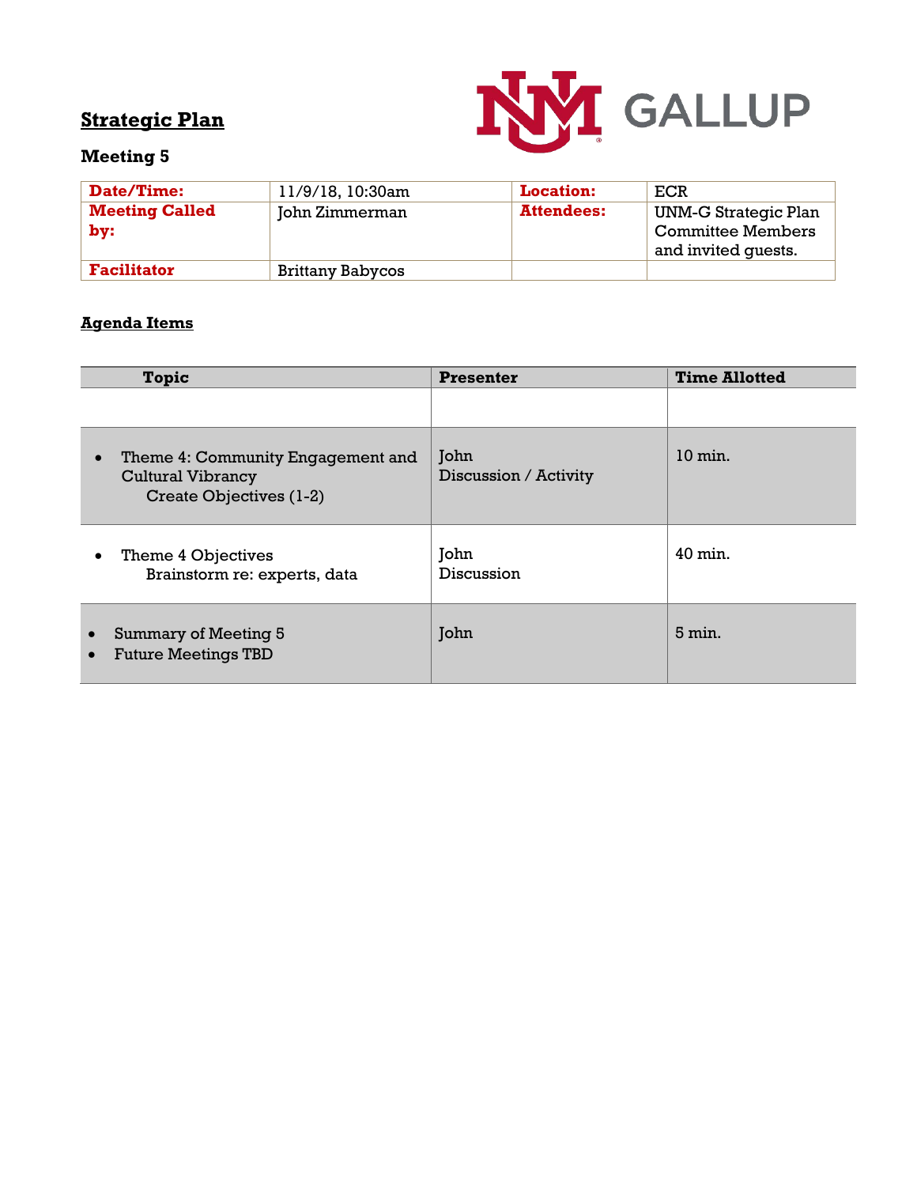# Strategic Plan

## Meeting 5

| | | | |
|---|---|---|---|
| **Date/Time:** | 11/9/18, 10:30am | **Location:** | ECR |
| **Meeting Called by:** | John Zimmerman | **Attendees:** | UNM-G Strategic Plan Committee Members and invited guests. |
| **Facilitator** | Brittany Babycos | | |

### Agenda Items

| Topic | Presenter | Time Allotted |
|---|---|---|
| | | |
| • Theme 4: Community Engagement and Cultural Vibrancy<br>Create Objectives (1-2) | John<br>Discussion / Activity | 10 min. |
| • Theme 4 Objectives<br>Brainstorm re: experts, data | John<br>Discussion | 40 min. |
| • Summary of Meeting 5<br>• Future Meetings TBD | John | 5 min. |